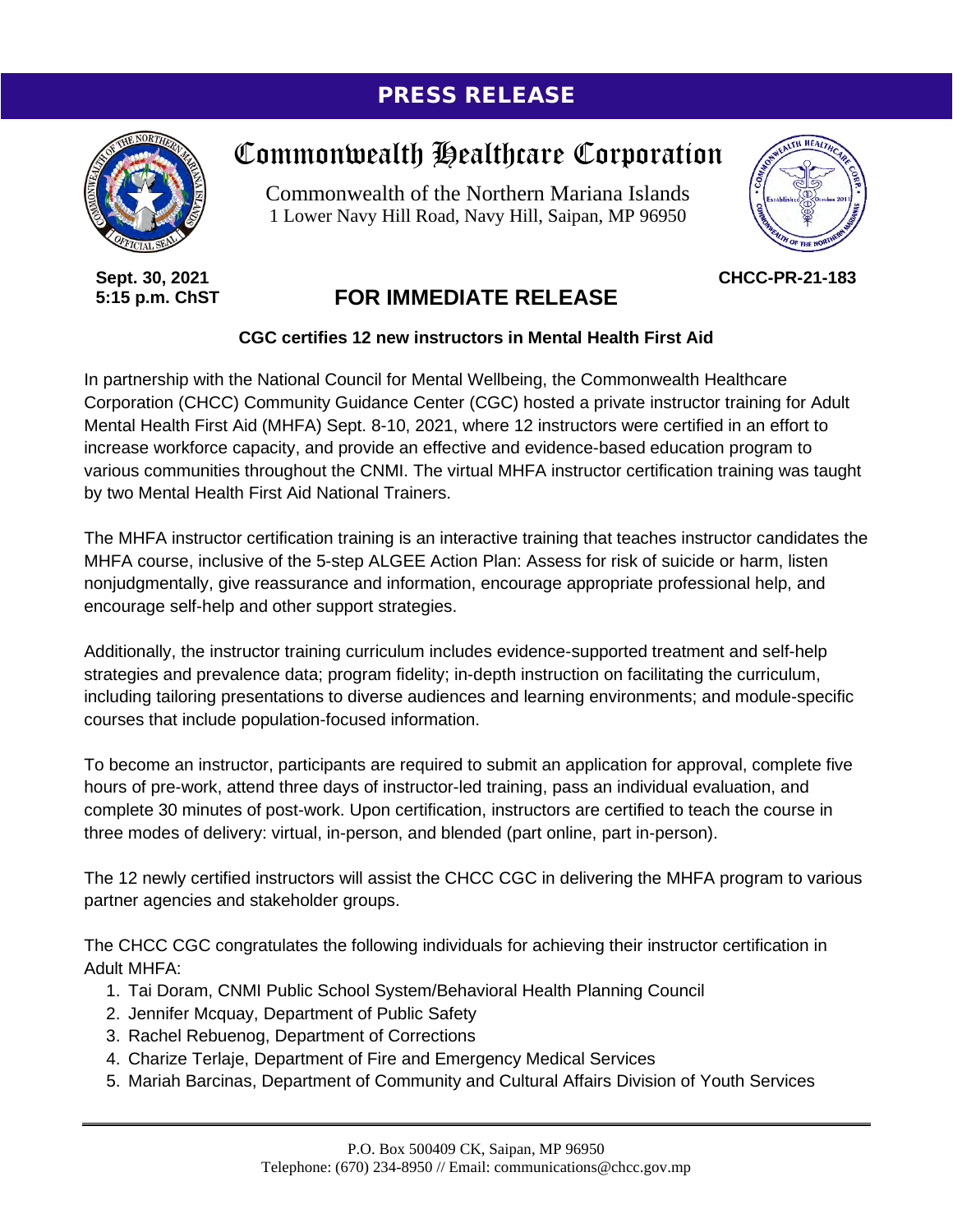**PRESS RELEASE**

# Commonwealth Healthcare Corporation

Commonwealth of the Northern Mariana Islands
1 Lower Navy Hill Road, Navy Hill, Saipan, MP 96950

**Sept. 30, 2021**
**5:15 p.m. ChST**

**CHCC-PR-21-183**

## FOR IMMEDIATE RELEASE

**CGC certifies 12 new instructors in Mental Health First Aid**

In partnership with the National Council for Mental Wellbeing, the Commonwealth Healthcare Corporation (CHCC) Community Guidance Center (CGC) hosted a private instructor training for Adult Mental Health First Aid (MHFA) Sept. 8-10, 2021, where 12 instructors were certified in an effort to increase workforce capacity, and provide an effective and evidence-based education program to various communities throughout the CNMI. The virtual MHFA instructor certification training was taught by two Mental Health First Aid National Trainers.

The MHFA instructor certification training is an interactive training that teaches instructor candidates the MHFA course, inclusive of the 5-step ALGEE Action Plan: Assess for risk of suicide or harm, listen nonjudgmentally, give reassurance and information, encourage appropriate professional help, and encourage self-help and other support strategies.

Additionally, the instructor training curriculum includes evidence-supported treatment and self-help strategies and prevalence data; program fidelity; in-depth instruction on facilitating the curriculum, including tailoring presentations to diverse audiences and learning environments; and module-specific courses that include population-focused information.

To become an instructor, participants are required to submit an application for approval, complete five hours of pre-work, attend three days of instructor-led training, pass an individual evaluation, and complete 30 minutes of post-work. Upon certification, instructors are certified to teach the course in three modes of delivery: virtual, in-person, and blended (part online, part in-person).

The 12 newly certified instructors will assist the CHCC CGC in delivering the MHFA program to various partner agencies and stakeholder groups.

The CHCC CGC congratulates the following individuals for achieving their instructor certification in Adult MHFA:

1. Tai Doram, CNMI Public School System/Behavioral Health Planning Council
2. Jennifer Mcquay, Department of Public Safety
3. Rachel Rebuenog, Department of Corrections
4. Charize Terlaje, Department of Fire and Emergency Medical Services
5. Mariah Barcinas, Department of Community and Cultural Affairs Division of Youth Services

P.O. Box 500409 CK, Saipan, MP 96950
Telephone: (670) 234-8950 // Email: communications@chcc.gov.mp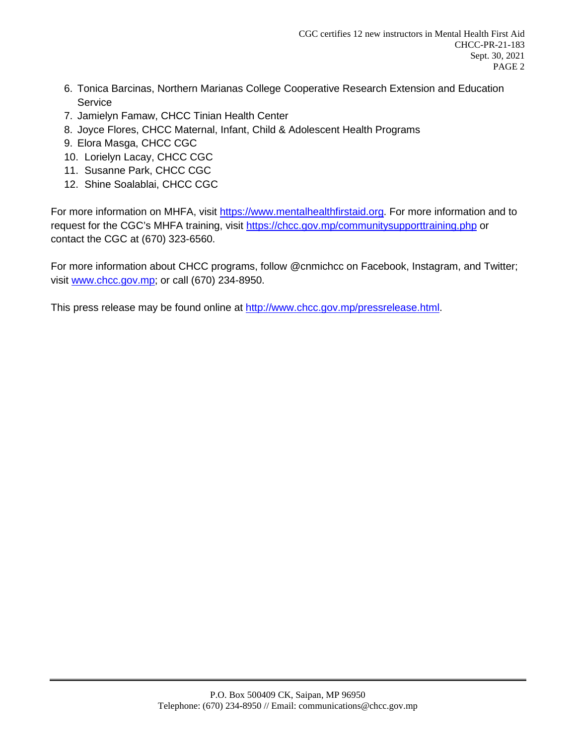6. Tonica Barcinas, Northern Marianas College Cooperative Research Extension and Education Service
7. Jamielyn Famaw, CHCC Tinian Health Center
8. Joyce Flores, CHCC Maternal, Infant, Child & Adolescent Health Programs
9. Elora Masga, CHCC CGC
10. Lorielyn Lacay, CHCC CGC
11. Susanne Park, CHCC CGC
12. Shine Soalablai, CHCC CGC

For more information on MHFA, visit https://www.mentalhealthfirstaid.org. For more information and to request for the CGC's MHFA training, visit https://chcc.gov.mp/communitysupporttraining.php or contact the CGC at (670) 323-6560.

For more information about CHCC programs, follow @cnmichcc on Facebook, Instagram, and Twitter; visit www.chcc.gov.mp; or call (670) 234-8950.

This press release may be found online at http://www.chcc.gov.mp/pressrelease.html.